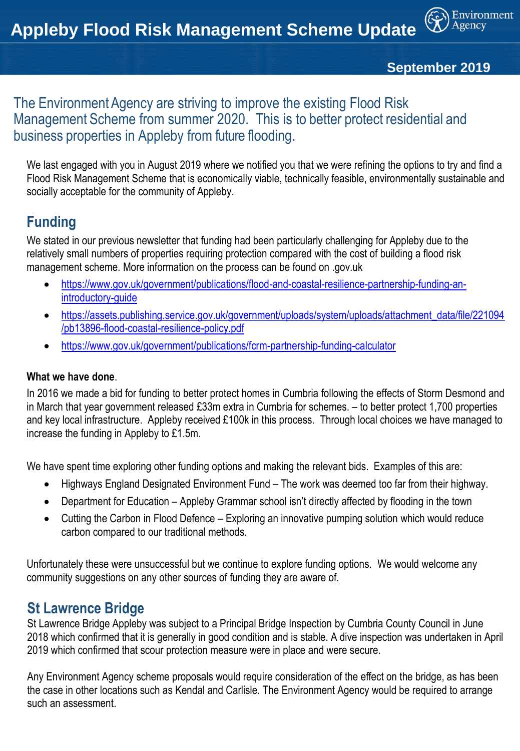# Appleby Flood Risk Management Scheme Update

**September 2019**

The Environment Agency are striving to improve the existing Flood Risk Management Scheme from summer 2020. This is to better protect residential and business properties in Appleby from future flooding.

We last engaged with you in August 2019 where we notified you that we were refining the options to try and find a Flood Risk Management Scheme that is economically viable, technically feasible, environmentally sustainable and socially acceptable for the community of Appleby.

## Funding

We stated in our previous newsletter that funding had been particularly challenging for Appleby due to the relatively small numbers of properties requiring protection compared with the cost of building a flood risk management scheme. More information on the process can be found on .gov.uk

- https://www.gov.uk/government/publications/flood-and-coastal-resilience-partnership-funding-an-introductory-guide
- https://assets.publishing.service.gov.uk/government/uploads/system/uploads/attachment_data/file/221094/pb13896-flood-coastal-resilience-policy.pdf
- https://www.gov.uk/government/publications/fcrm-partnership-funding-calculator

**What we have done**.

In 2016 we made a bid for funding to better protect homes in Cumbria following the effects of Storm Desmond and in March that year government released £33m extra in Cumbria for schemes. – to better protect 1,700 properties and key local infrastructure. Appleby received £100k in this process. Through local choices we have managed to increase the funding in Appleby to £1.5m.

We have spent time exploring other funding options and making the relevant bids. Examples of this are:

- Highways England Designated Environment Fund – The work was deemed too far from their highway.
- Department for Education – Appleby Grammar school isn't directly affected by flooding in the town
- Cutting the Carbon in Flood Defence – Exploring an innovative pumping solution which would reduce carbon compared to our traditional methods.

Unfortunately these were unsuccessful but we continue to explore funding options. We would welcome any community suggestions on any other sources of funding they are aware of.

## St Lawrence Bridge

St Lawrence Bridge Appleby was subject to a Principal Bridge Inspection by Cumbria County Council in June 2018 which confirmed that it is generally in good condition and is stable. A dive inspection was undertaken in April 2019 which confirmed that scour protection measure were in place and were secure.

Any Environment Agency scheme proposals would require consideration of the effect on the bridge, as has been the case in other locations such as Kendal and Carlisle. The Environment Agency would be required to arrange such an assessment.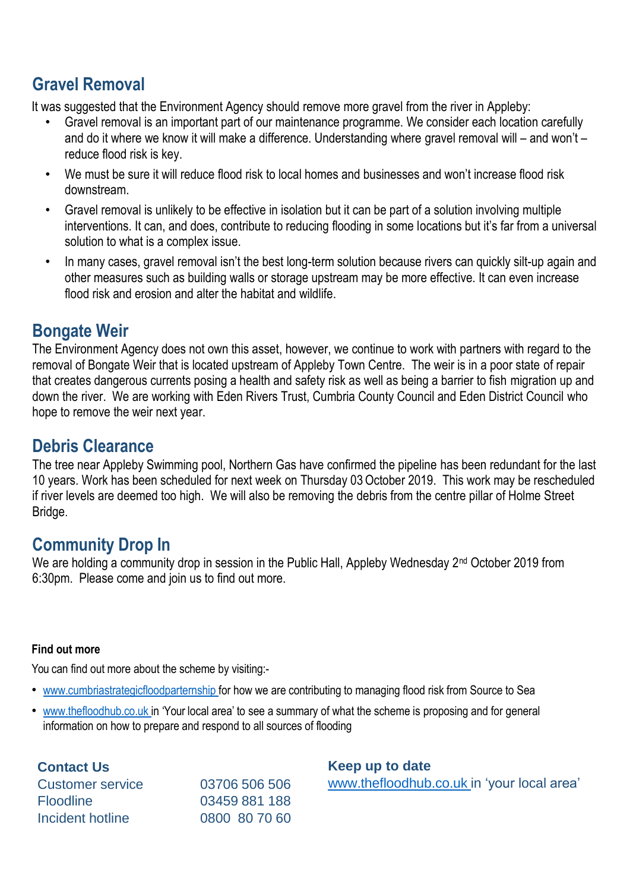## Gravel Removal

It was suggested that the Environment Agency should remove more gravel from the river in Appleby:

- Gravel removal is an important part of our maintenance programme. We consider each location carefully and do it where we know it will make a difference. Understanding where gravel removal will – and won't – reduce flood risk is key.
- We must be sure it will reduce flood risk to local homes and businesses and won't increase flood risk downstream.
- Gravel removal is unlikely to be effective in isolation but it can be part of a solution involving multiple interventions. It can, and does, contribute to reducing flooding in some locations but it's far from a universal solution to what is a complex issue.
- In many cases, gravel removal isn't the best long-term solution because rivers can quickly silt-up again and other measures such as building walls or storage upstream may be more effective. It can even increase flood risk and erosion and alter the habitat and wildlife.

## Bongate Weir

The Environment Agency does not own this asset, however, we continue to work with partners with regard to the removal of Bongate Weir that is located upstream of Appleby Town Centre. The weir is in a poor state of repair that creates dangerous currents posing a health and safety risk as well as being a barrier to fish migration up and down the river. We are working with Eden Rivers Trust, Cumbria County Council and Eden District Council who hope to remove the weir next year.

## Debris Clearance

The tree near Appleby Swimming pool, Northern Gas have confirmed the pipeline has been redundant for the last 10 years. Work has been scheduled for next week on Thursday 03 October 2019. This work may be rescheduled if river levels are deemed too high. We will also be removing the debris from the centre pillar of Holme Street Bridge.

## Community Drop In

We are holding a community drop in session in the Public Hall, Appleby Wednesday 2nd October 2019 from 6:30pm. Please come and join us to find out more.

**Find out more**

You can find out more about the scheme by visiting:-

- www.cumbriastrategicfloodparternship for how we are contributing to managing flood risk from Source to Sea
- www.thefloodhub.co.uk in 'Your local area' to see a summary of what the scheme is proposing and for general information on how to prepare and respond to all sources of flooding

### Contact Us

| | |
|---|---|
| Customer service | 03706 506 506 |
| Floodline | 03459 881 188 |
| Incident hotline | 0800 80 70 60 |

### Keep up to date

www.thefloodhub.co.uk in 'your local area'